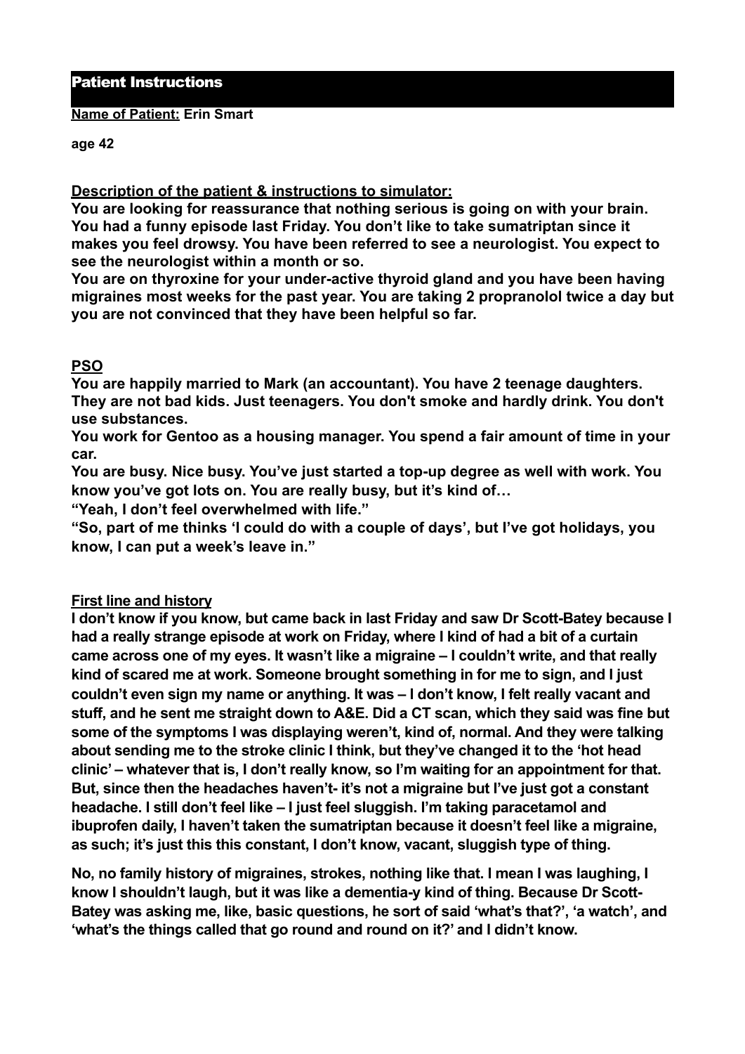# Patient Instructions

**Name of Patient:** **Erin Smart**

**age 42**

**Description of the patient & instructions to simulator:**

**You are looking for reassurance that nothing serious is going on with your brain. You had a funny episode last Friday. You don't like to take sumatriptan since it makes you feel drowsy. You have been referred to see a neurologist. You expect to see the neurologist within a month or so.**

**You are on thyroxine for your under-active thyroid gland and you have been having migraines most weeks for the past year. You are taking 2 propranolol twice a day but you are not convinced that they have been helpful so far.**

**PSO**

**You are happily married to Mark (an accountant). You have 2 teenage daughters. They are not bad kids. Just teenagers. You don't smoke and hardly drink. You don't use substances.**

**You work for Gentoo as a housing manager. You spend a fair amount of time in your car.**

**You are busy. Nice busy. You've just started a top-up degree as well with work. You know you've got lots on. You are really busy, but it's kind of…**

**"Yeah, I don't feel overwhelmed with life."**

**"So, part of me thinks 'I could do with a couple of days', but I've got holidays, you know, I can put a week's leave in."**

**First line and history**

**I don't know if you know, but came back in last Friday and saw Dr Scott-Batey because I had a really strange episode at work on Friday, where I kind of had a bit of a curtain came across one of my eyes. It wasn't like a migraine – I couldn't write, and that really kind of scared me at work. Someone brought something in for me to sign, and I just couldn't even sign my name or anything. It was – I don't know, I felt really vacant and stuff, and he sent me straight down to A&E. Did a CT scan, which they said was fine but some of the symptoms I was displaying weren't, kind of, normal. And they were talking about sending me to the stroke clinic I think, but they've changed it to the 'hot head clinic' – whatever that is, I don't really know, so I'm waiting for an appointment for that. But, since then the headaches haven't- it's not a migraine but I've just got a constant headache. I still don't feel like – I just feel sluggish. I'm taking paracetamol and ibuprofen daily, I haven't taken the sumatriptan because it doesn't feel like a migraine, as such; it's just this this constant, I don't know, vacant, sluggish type of thing.**

**No, no family history of migraines, strokes, nothing like that. I mean I was laughing, I know I shouldn't laugh, but it was like a dementia-y kind of thing. Because Dr Scott-Batey was asking me, like, basic questions, he sort of said 'what's that?', 'a watch', and 'what's the things called that go round and round on it?' and I didn't know.**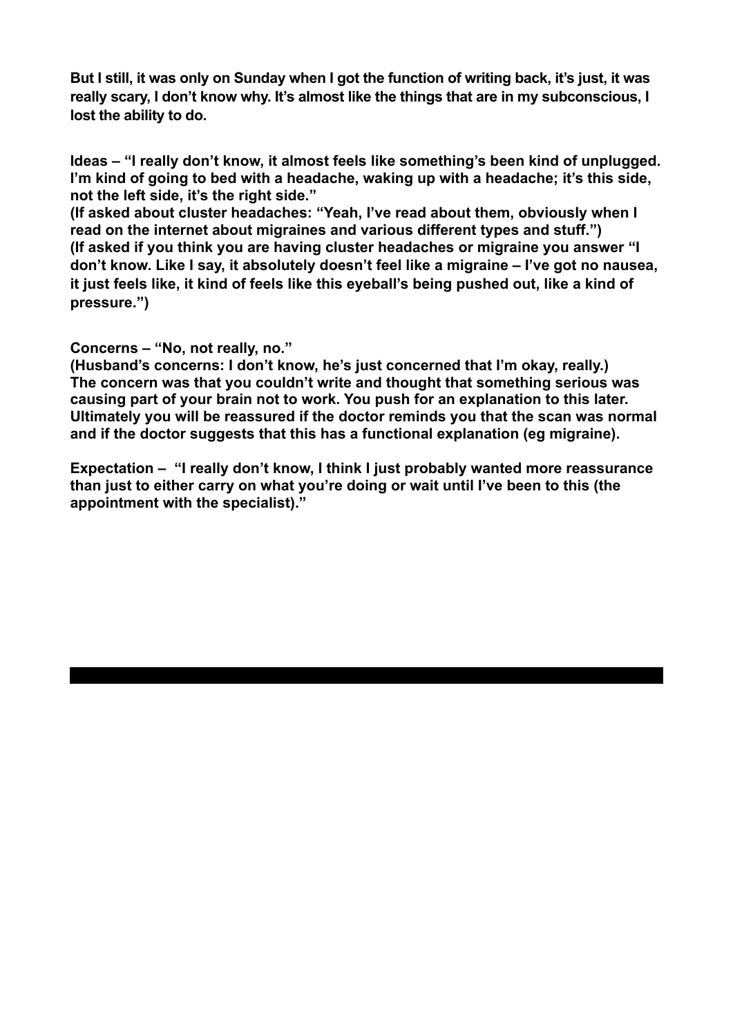**But I still, it was only on Sunday when I got the function of writing back, it's just, it was really scary, I don't know why. It's almost like the things that are in my subconscious, I lost the ability to do.**

**Ideas – "I really don't know, it almost feels like something's been kind of unplugged. I'm kind of going to bed with a headache, waking up with a headache; it's this side, not the left side, it's the right side."**
**(If asked about cluster headaches: "Yeah, I've read about them, obviously when I read on the internet about migraines and various different types and stuff.")**
**(If asked if you think you are having cluster headaches or migraine you answer "I don't know. Like I say, it absolutely doesn't feel like a migraine – I've got no nausea, it just feels like, it kind of feels like this eyeball's being pushed out, like a kind of pressure.")**

**Concerns – "No, not really, no."**
**(Husband's concerns: I don't know, he's just concerned that I'm okay, really.)**
**The concern was that you couldn't write and thought that something serious was causing part of your brain not to work. You push for an explanation to this later. Ultimately you will be reassured if the doctor reminds you that the scan was normal and if the doctor suggests that this has a functional explanation (eg migraine).**

**Expectation – "I really don't know, I think I just probably wanted more reassurance than just to either carry on what you're doing or wait until I've been to this (the appointment with the specialist)."**